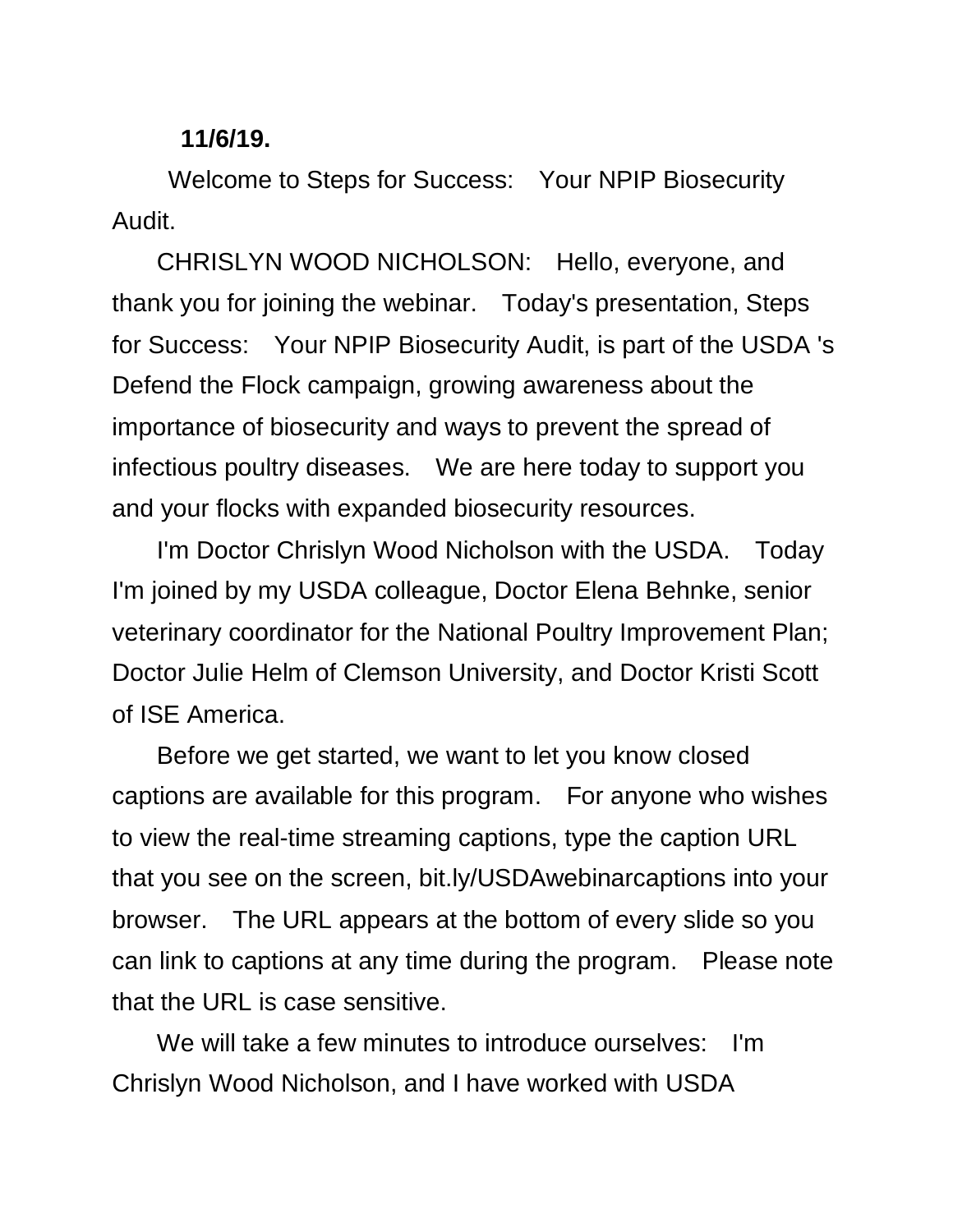**11/6/19.**

Welcome to Steps for Success: Your NPIP Biosecurity Audit.

CHRISLYN WOOD NICHOLSON: Hello, everyone, and thank you for joining the webinar. Today's presentation, Steps for Success: Your NPIP Biosecurity Audit, is part of the USDA 's Defend the Flock campaign, growing awareness about the importance of biosecurity and ways to prevent the spread of infectious poultry diseases. We are here today to support you and your flocks with expanded biosecurity resources.

I'm Doctor Chrislyn Wood Nicholson with the USDA. Today I'm joined by my USDA colleague, Doctor Elena Behnke, senior veterinary coordinator for the National Poultry Improvement Plan; Doctor Julie Helm of Clemson University, and Doctor Kristi Scott of ISE America.

Before we get started, we want to let you know closed captions are available for this program. For anyone who wishes to view the real-time streaming captions, type the caption URL that you see on the screen, bit.ly/USDAwebinarcaptions into your browser. The URL appears at the bottom of every slide so you can link to captions at any time during the program. Please note that the URL is case sensitive.

We will take a few minutes to introduce ourselves: I'm Chrislyn Wood Nicholson, and I have worked with USDA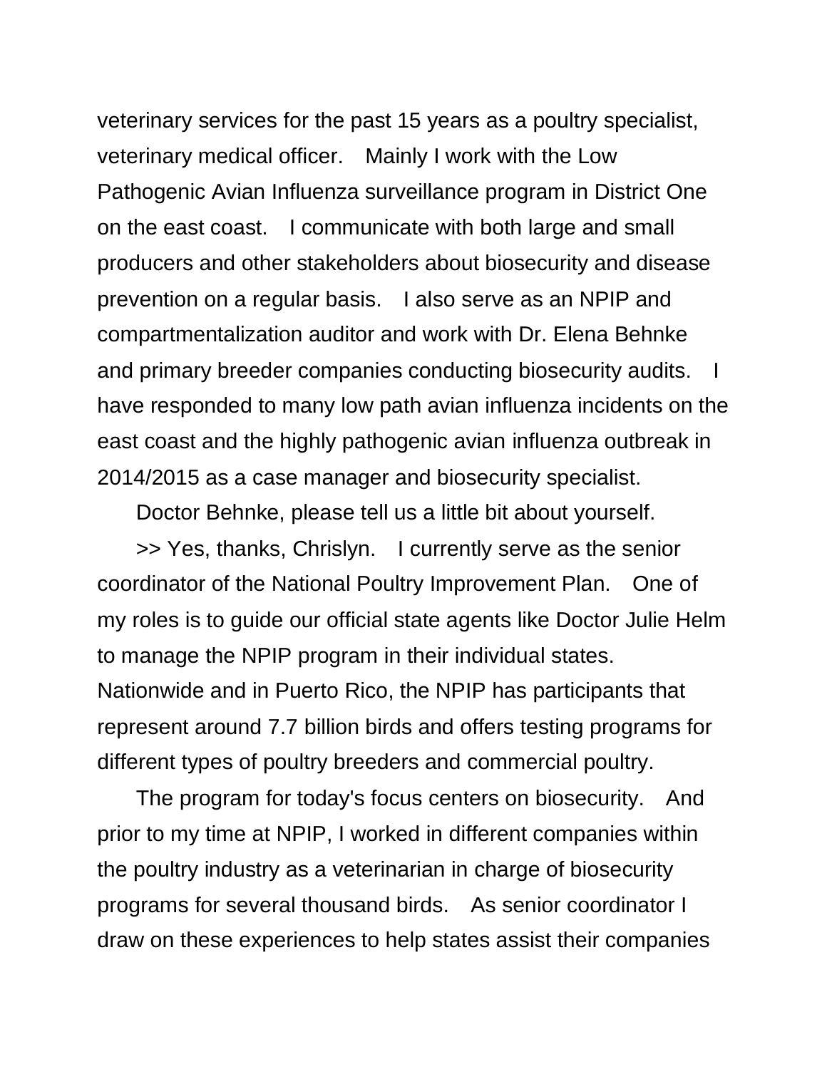veterinary services for the past 15 years as a poultry specialist, veterinary medical officer. Mainly I work with the Low Pathogenic Avian Influenza surveillance program in District One on the east coast. I communicate with both large and small producers and other stakeholders about biosecurity and disease prevention on a regular basis. I also serve as an NPIP and compartmentalization auditor and work with Dr. Elena Behnke and primary breeder companies conducting biosecurity audits. I have responded to many low path avian influenza incidents on the east coast and the highly pathogenic avian influenza outbreak in 2014/2015 as a case manager and biosecurity specialist.

Doctor Behnke, please tell us a little bit about yourself.

>> Yes, thanks, Chrislyn. I currently serve as the senior coordinator of the National Poultry Improvement Plan. One of my roles is to guide our official state agents like Doctor Julie Helm to manage the NPIP program in their individual states. Nationwide and in Puerto Rico, the NPIP has participants that represent around 7.7 billion birds and offers testing programs for different types of poultry breeders and commercial poultry.

The program for today's focus centers on biosecurity. And prior to my time at NPIP, I worked in different companies within the poultry industry as a veterinarian in charge of biosecurity programs for several thousand birds. As senior coordinator I draw on these experiences to help states assist their companies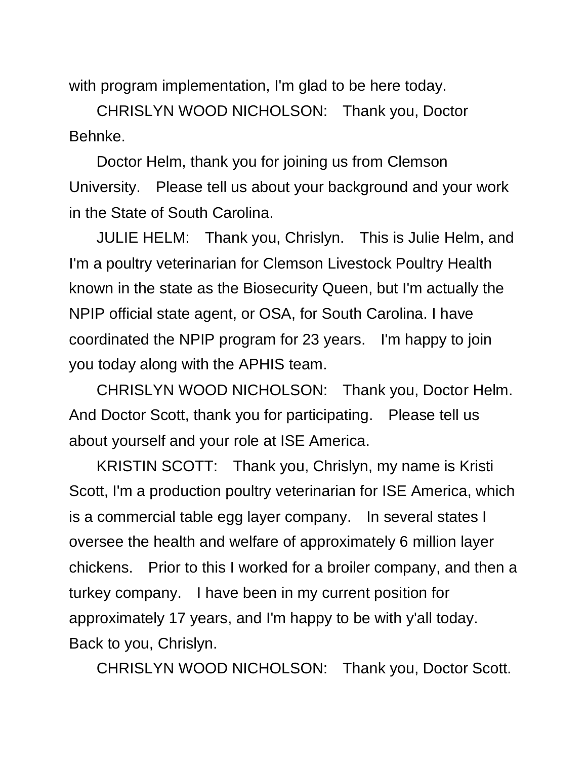with program implementation, I'm glad to be here today.

CHRISLYN WOOD NICHOLSON: Thank you, Doctor Behnke.

Doctor Helm, thank you for joining us from Clemson University. Please tell us about your background and your work in the State of South Carolina.

JULIE HELM: Thank you, Chrislyn. This is Julie Helm, and I'm a poultry veterinarian for Clemson Livestock Poultry Health known in the state as the Biosecurity Queen, but I'm actually the NPIP official state agent, or OSA, for South Carolina. I have coordinated the NPIP program for 23 years. I'm happy to join you today along with the APHIS team.

CHRISLYN WOOD NICHOLSON: Thank you, Doctor Helm. And Doctor Scott, thank you for participating. Please tell us about yourself and your role at ISE America.

KRISTIN SCOTT: Thank you, Chrislyn, my name is Kristi Scott, I'm a production poultry veterinarian for ISE America, which is a commercial table egg layer company. In several states I oversee the health and welfare of approximately 6 million layer chickens. Prior to this I worked for a broiler company, and then a turkey company. I have been in my current position for approximately 17 years, and I'm happy to be with y'all today. Back to you, Chrislyn.

CHRISLYN WOOD NICHOLSON: Thank you, Doctor Scott.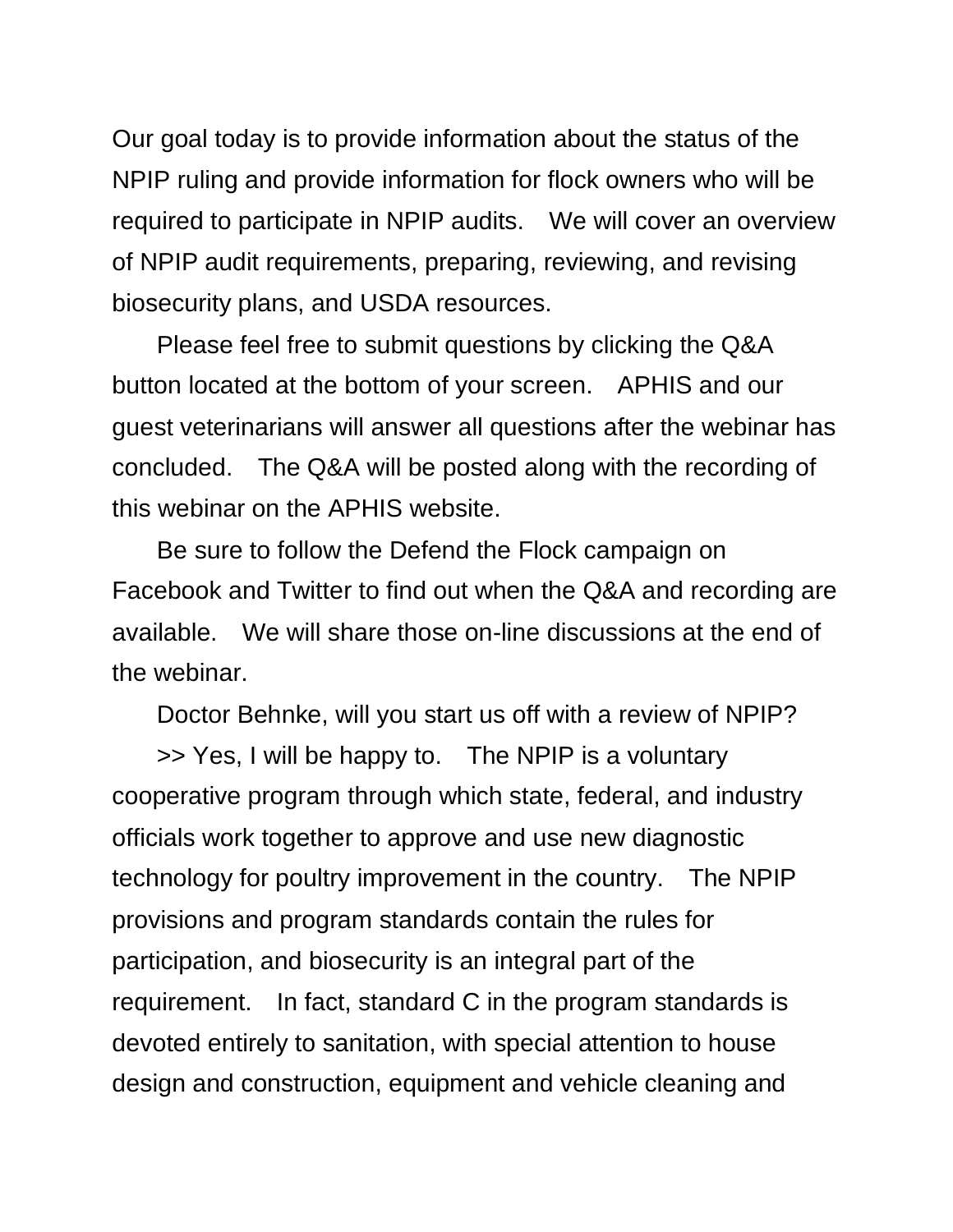Our goal today is to provide information about the status of the NPIP ruling and provide information for flock owners who will be required to participate in NPIP audits. We will cover an overview of NPIP audit requirements, preparing, reviewing, and revising biosecurity plans, and USDA resources.

Please feel free to submit questions by clicking the Q&A button located at the bottom of your screen. APHIS and our guest veterinarians will answer all questions after the webinar has concluded. The Q&A will be posted along with the recording of this webinar on the APHIS website.

Be sure to follow the Defend the Flock campaign on Facebook and Twitter to find out when the Q&A and recording are available. We will share those on-line discussions at the end of the webinar.

Doctor Behnke, will you start us off with a review of NPIP?

>> Yes, I will be happy to. The NPIP is a voluntary cooperative program through which state, federal, and industry officials work together to approve and use new diagnostic technology for poultry improvement in the country. The NPIP provisions and program standards contain the rules for participation, and biosecurity is an integral part of the requirement. In fact, standard C in the program standards is devoted entirely to sanitation, with special attention to house design and construction, equipment and vehicle cleaning and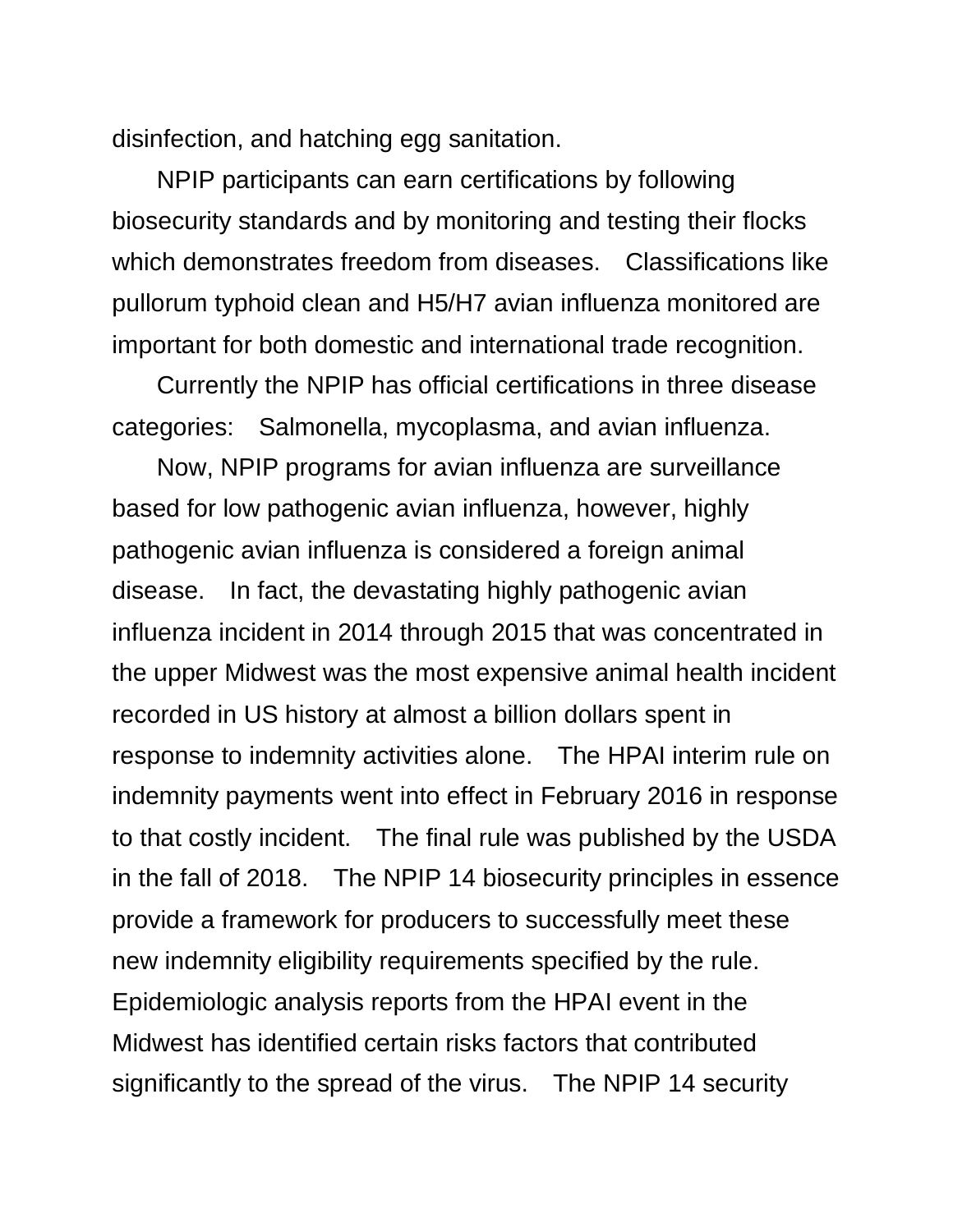disinfection, and hatching egg sanitation.

NPIP participants can earn certifications by following biosecurity standards and by monitoring and testing their flocks which demonstrates freedom from diseases. Classifications like pullorum typhoid clean and H5/H7 avian influenza monitored are important for both domestic and international trade recognition.

Currently the NPIP has official certifications in three disease categories: Salmonella, mycoplasma, and avian influenza.

Now, NPIP programs for avian influenza are surveillance based for low pathogenic avian influenza, however, highly pathogenic avian influenza is considered a foreign animal disease. In fact, the devastating highly pathogenic avian influenza incident in 2014 through 2015 that was concentrated in the upper Midwest was the most expensive animal health incident recorded in US history at almost a billion dollars spent in response to indemnity activities alone. The HPAI interim rule on indemnity payments went into effect in February 2016 in response to that costly incident. The final rule was published by the USDA in the fall of 2018. The NPIP 14 biosecurity principles in essence provide a framework for producers to successfully meet these new indemnity eligibility requirements specified by the rule. Epidemiologic analysis reports from the HPAI event in the Midwest has identified certain risks factors that contributed significantly to the spread of the virus. The NPIP 14 security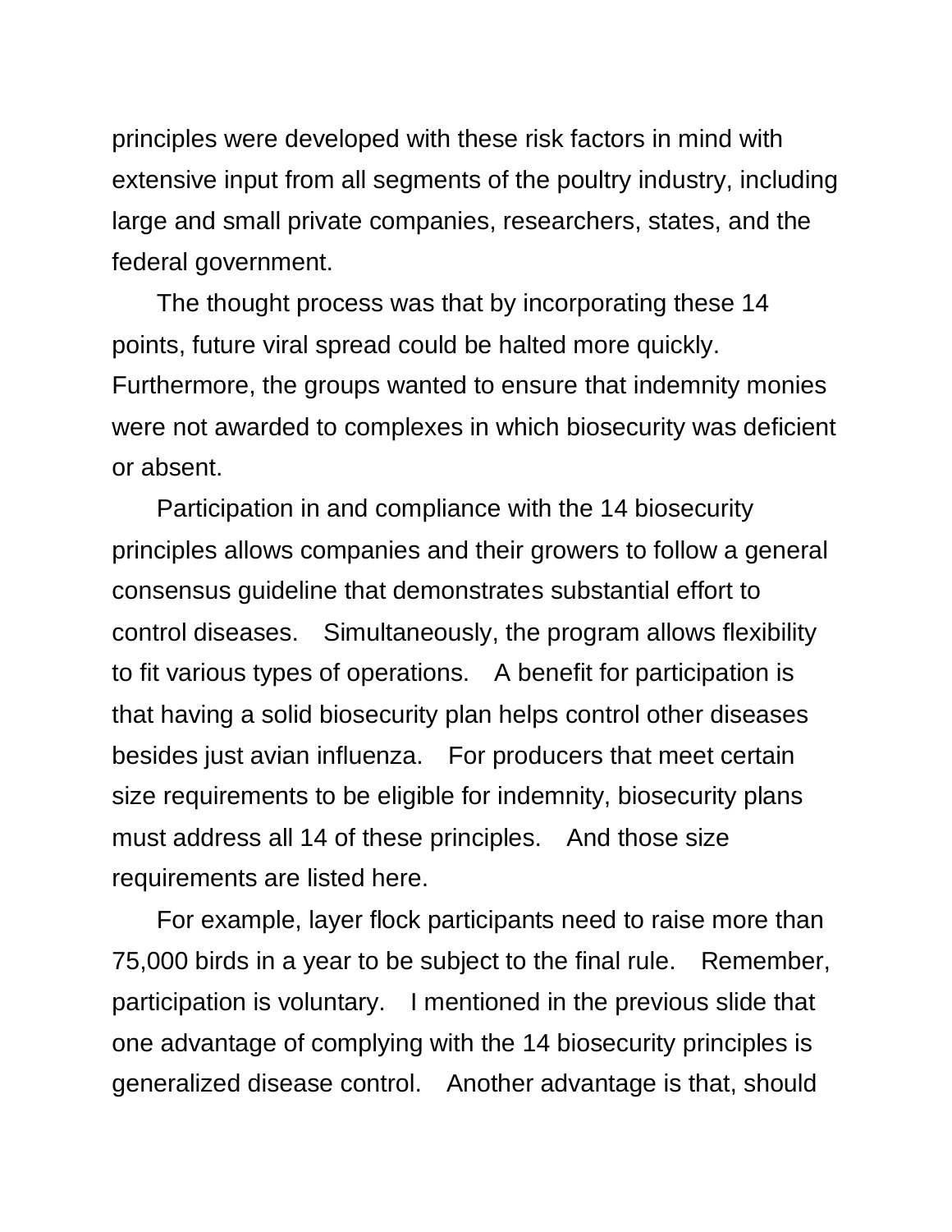principles were developed with these risk factors in mind with extensive input from all segments of the poultry industry, including large and small private companies, researchers, states, and the federal government.

The thought process was that by incorporating these 14 points, future viral spread could be halted more quickly. Furthermore, the groups wanted to ensure that indemnity monies were not awarded to complexes in which biosecurity was deficient or absent.

Participation in and compliance with the 14 biosecurity principles allows companies and their growers to follow a general consensus guideline that demonstrates substantial effort to control diseases. Simultaneously, the program allows flexibility to fit various types of operations. A benefit for participation is that having a solid biosecurity plan helps control other diseases besides just avian influenza. For producers that meet certain size requirements to be eligible for indemnity, biosecurity plans must address all 14 of these principles. And those size requirements are listed here.

For example, layer flock participants need to raise more than 75,000 birds in a year to be subject to the final rule. Remember, participation is voluntary. I mentioned in the previous slide that one advantage of complying with the 14 biosecurity principles is generalized disease control. Another advantage is that, should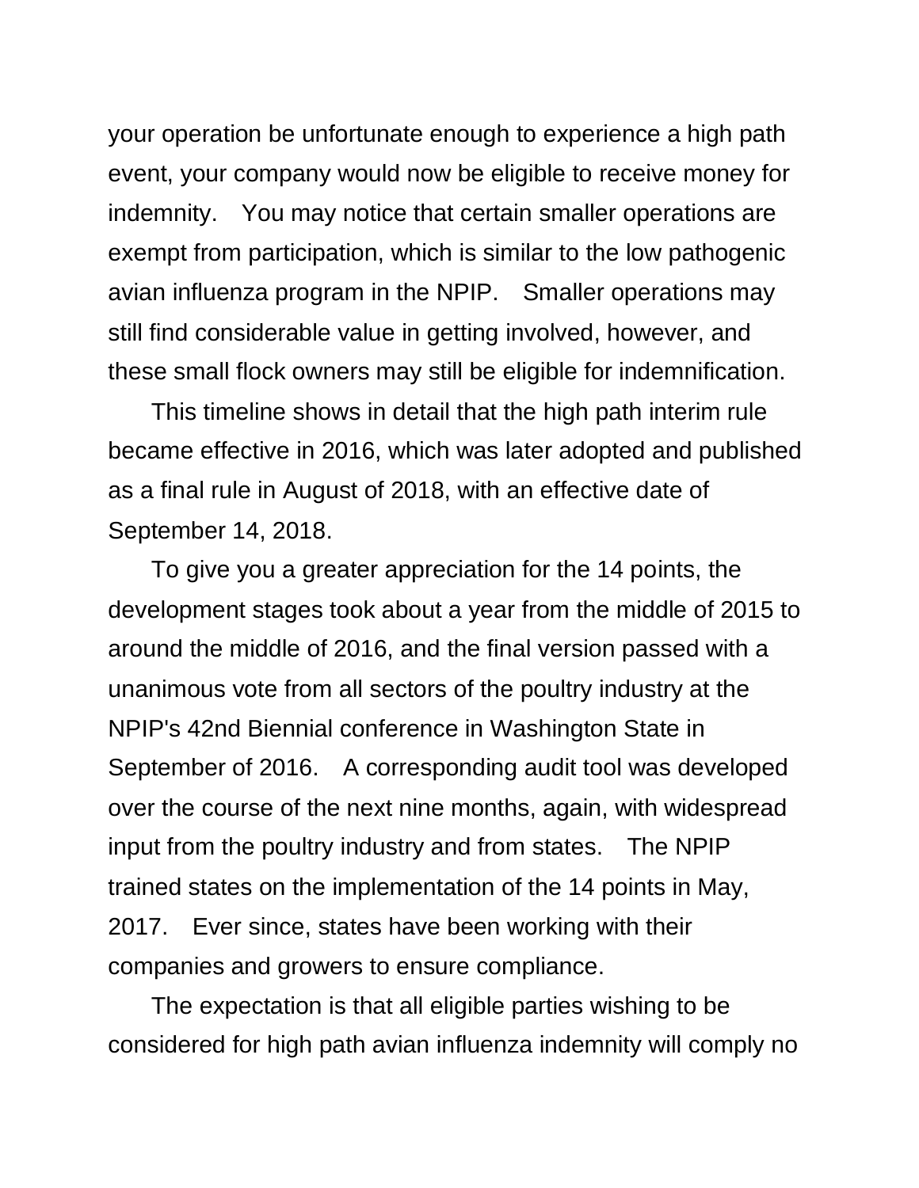your operation be unfortunate enough to experience a high path event, your company would now be eligible to receive money for indemnity. You may notice that certain smaller operations are exempt from participation, which is similar to the low pathogenic avian influenza program in the NPIP. Smaller operations may still find considerable value in getting involved, however, and these small flock owners may still be eligible for indemnification.

This timeline shows in detail that the high path interim rule became effective in 2016, which was later adopted and published as a final rule in August of 2018, with an effective date of September 14, 2018.

To give you a greater appreciation for the 14 points, the development stages took about a year from the middle of 2015 to around the middle of 2016, and the final version passed with a unanimous vote from all sectors of the poultry industry at the NPIP's 42nd Biennial conference in Washington State in September of 2016. A corresponding audit tool was developed over the course of the next nine months, again, with widespread input from the poultry industry and from states. The NPIP trained states on the implementation of the 14 points in May, 2017. Ever since, states have been working with their companies and growers to ensure compliance.

The expectation is that all eligible parties wishing to be considered for high path avian influenza indemnity will comply no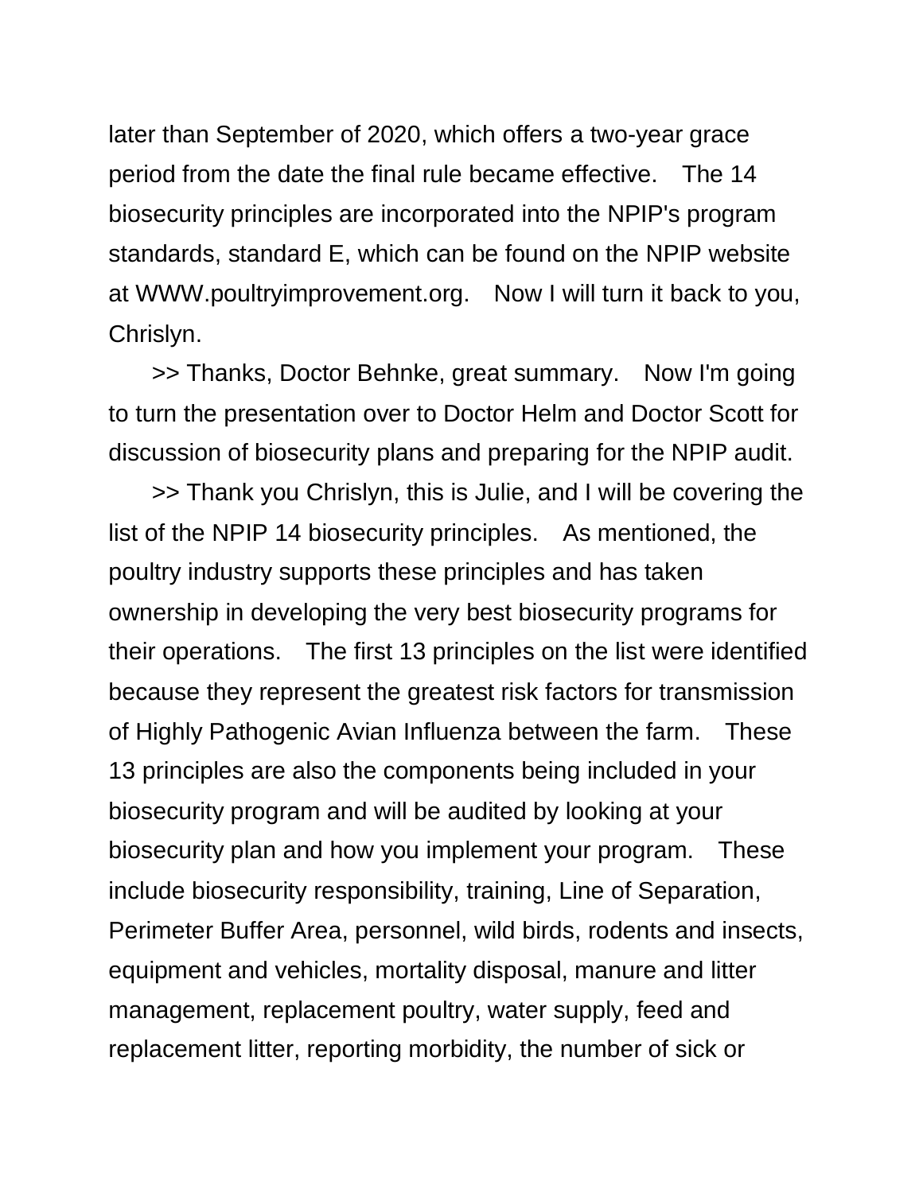later than September of 2020, which offers a two-year grace period from the date the final rule became effective. The 14 biosecurity principles are incorporated into the NPIP's program standards, standard E, which can be found on the NPIP website at WWW.poultryimprovement.org. Now I will turn it back to you, Chrislyn.

>> Thanks, Doctor Behnke, great summary. Now I'm going to turn the presentation over to Doctor Helm and Doctor Scott for discussion of biosecurity plans and preparing for the NPIP audit.

>> Thank you Chrislyn, this is Julie, and I will be covering the list of the NPIP 14 biosecurity principles. As mentioned, the poultry industry supports these principles and has taken ownership in developing the very best biosecurity programs for their operations. The first 13 principles on the list were identified because they represent the greatest risk factors for transmission of Highly Pathogenic Avian Influenza between the farm. These 13 principles are also the components being included in your biosecurity program and will be audited by looking at your biosecurity plan and how you implement your program. These include biosecurity responsibility, training, Line of Separation, Perimeter Buffer Area, personnel, wild birds, rodents and insects, equipment and vehicles, mortality disposal, manure and litter management, replacement poultry, water supply, feed and replacement litter, reporting morbidity, the number of sick or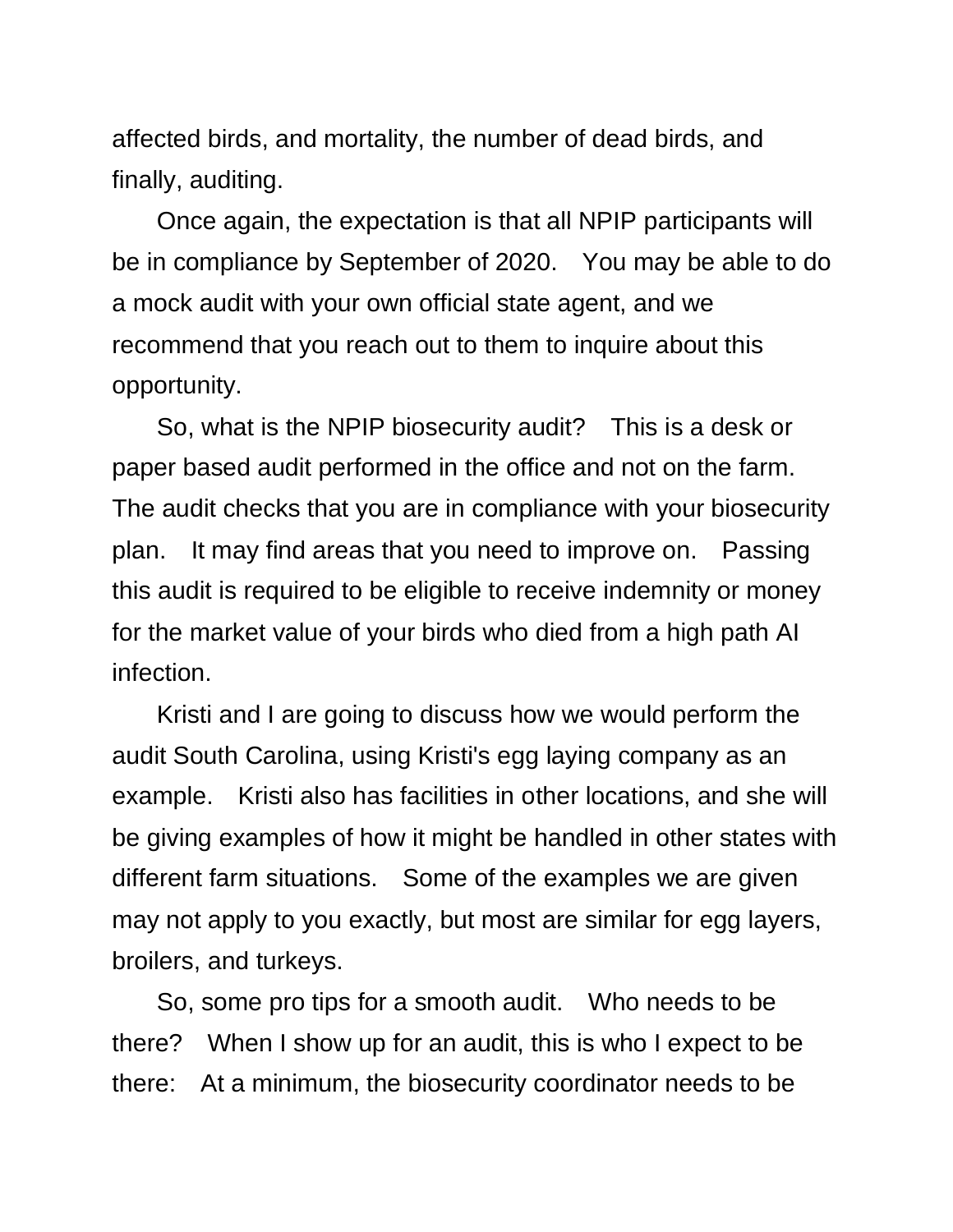affected birds, and mortality, the number of dead birds, and finally, auditing.

Once again, the expectation is that all NPIP participants will be in compliance by September of 2020. You may be able to do a mock audit with your own official state agent, and we recommend that you reach out to them to inquire about this opportunity.

So, what is the NPIP biosecurity audit? This is a desk or paper based audit performed in the office and not on the farm. The audit checks that you are in compliance with your biosecurity plan. It may find areas that you need to improve on. Passing this audit is required to be eligible to receive indemnity or money for the market value of your birds who died from a high path AI infection.

Kristi and I are going to discuss how we would perform the audit South Carolina, using Kristi's egg laying company as an example. Kristi also has facilities in other locations, and she will be giving examples of how it might be handled in other states with different farm situations. Some of the examples we are given may not apply to you exactly, but most are similar for egg layers, broilers, and turkeys.

So, some pro tips for a smooth audit. Who needs to be there? When I show up for an audit, this is who I expect to be there: At a minimum, the biosecurity coordinator needs to be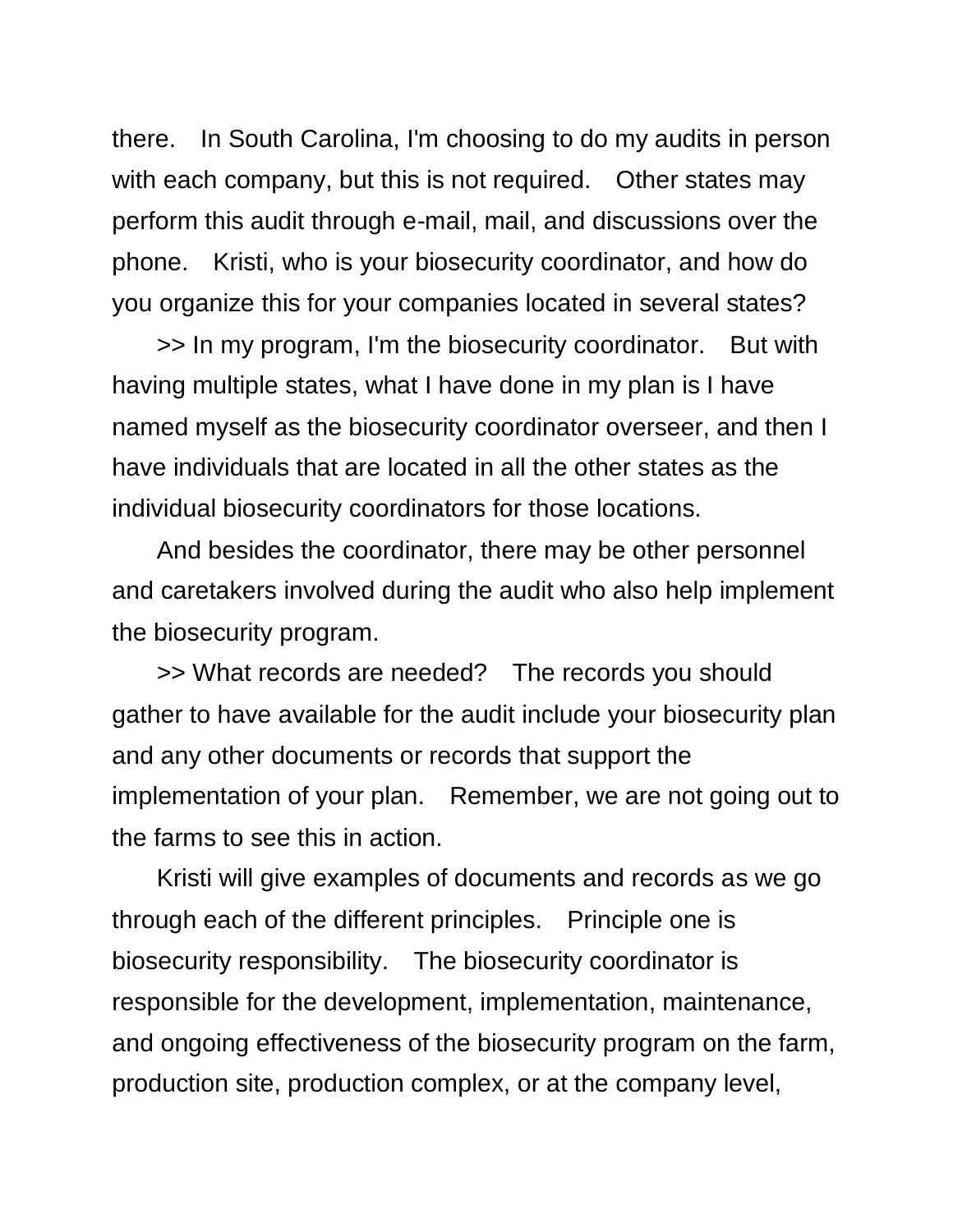there. In South Carolina, I'm choosing to do my audits in person with each company, but this is not required. Other states may perform this audit through e-mail, mail, and discussions over the phone. Kristi, who is your biosecurity coordinator, and how do you organize this for your companies located in several states?

>> In my program, I'm the biosecurity coordinator. But with having multiple states, what I have done in my plan is I have named myself as the biosecurity coordinator overseer, and then I have individuals that are located in all the other states as the individual biosecurity coordinators for those locations.

And besides the coordinator, there may be other personnel and caretakers involved during the audit who also help implement the biosecurity program.

>> What records are needed? The records you should gather to have available for the audit include your biosecurity plan and any other documents or records that support the implementation of your plan. Remember, we are not going out to the farms to see this in action.

Kristi will give examples of documents and records as we go through each of the different principles. Principle one is biosecurity responsibility. The biosecurity coordinator is responsible for the development, implementation, maintenance, and ongoing effectiveness of the biosecurity program on the farm, production site, production complex, or at the company level,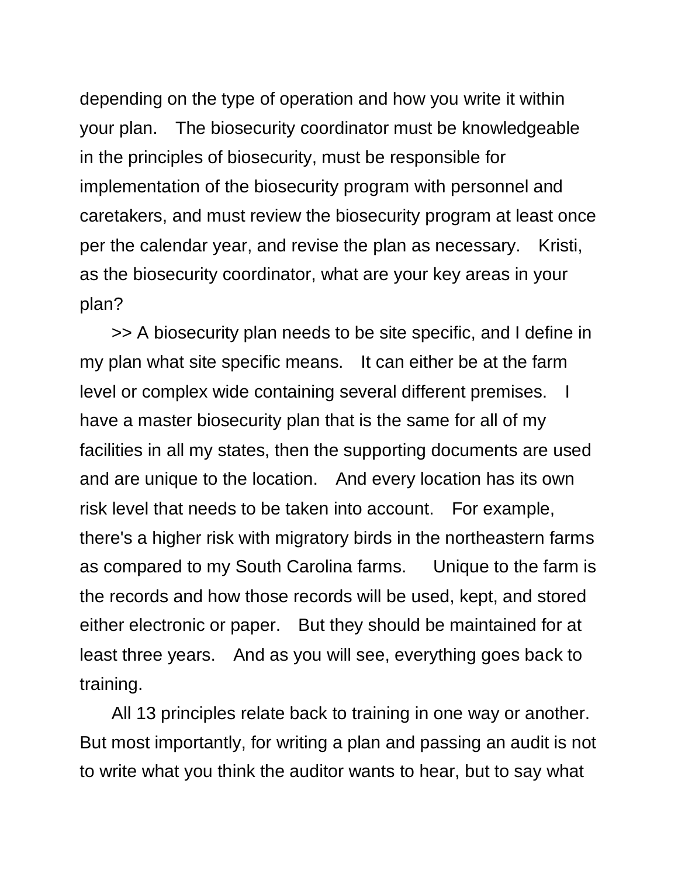depending on the type of operation and how you write it within your plan. The biosecurity coordinator must be knowledgeable in the principles of biosecurity, must be responsible for implementation of the biosecurity program with personnel and caretakers, and must review the biosecurity program at least once per the calendar year, and revise the plan as necessary. Kristi, as the biosecurity coordinator, what are your key areas in your plan?

>> A biosecurity plan needs to be site specific, and I define in my plan what site specific means. It can either be at the farm level or complex wide containing several different premises. I have a master biosecurity plan that is the same for all of my facilities in all my states, then the supporting documents are used and are unique to the location. And every location has its own risk level that needs to be taken into account. For example, there's a higher risk with migratory birds in the northeastern farms as compared to my South Carolina farms. Unique to the farm is the records and how those records will be used, kept, and stored either electronic or paper. But they should be maintained for at least three years. And as you will see, everything goes back to training.

All 13 principles relate back to training in one way or another. But most importantly, for writing a plan and passing an audit is not to write what you think the auditor wants to hear, but to say what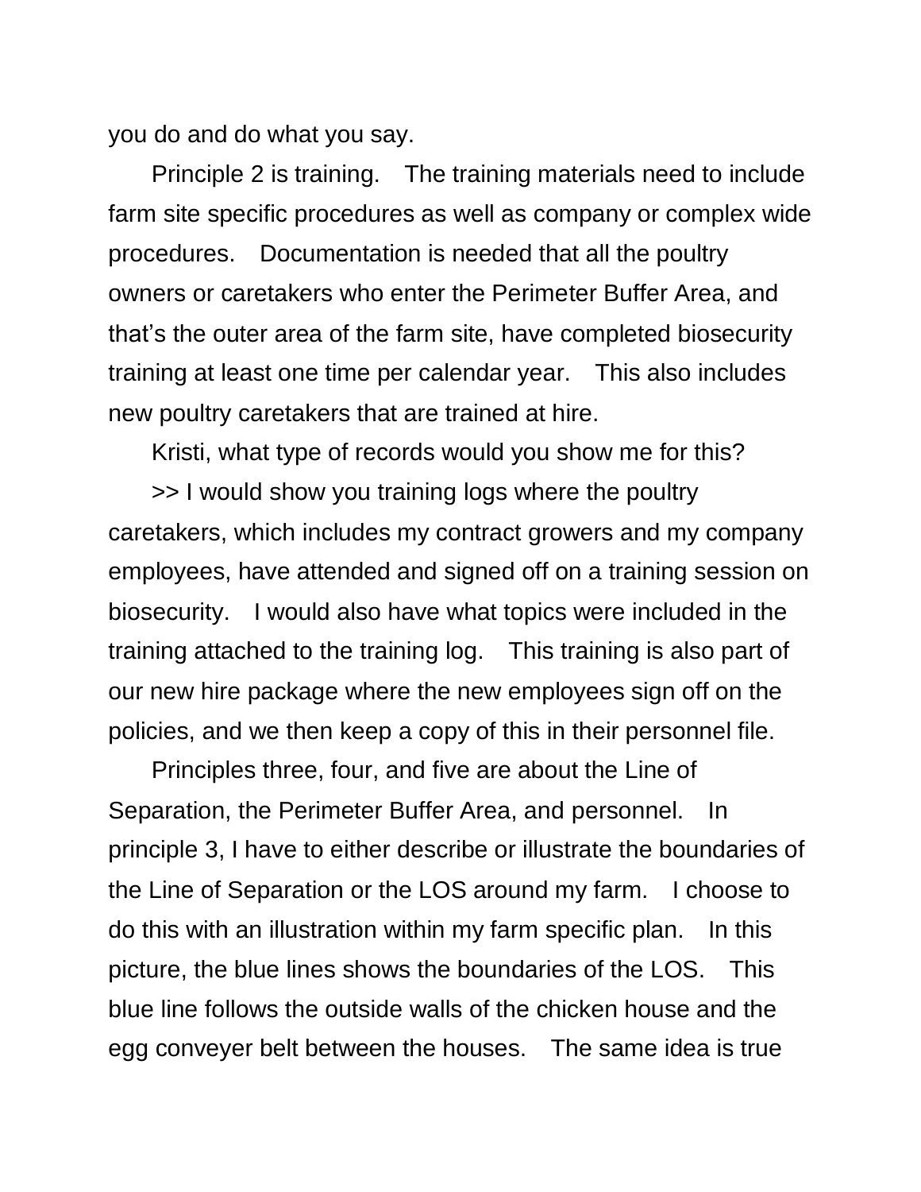you do and do what you say.

Principle 2 is training. The training materials need to include farm site specific procedures as well as company or complex wide procedures. Documentation is needed that all the poultry owners or caretakers who enter the Perimeter Buffer Area, and that's the outer area of the farm site, have completed biosecurity training at least one time per calendar year. This also includes new poultry caretakers that are trained at hire.

Kristi, what type of records would you show me for this?

>> I would show you training logs where the poultry caretakers, which includes my contract growers and my company employees, have attended and signed off on a training session on biosecurity. I would also have what topics were included in the training attached to the training log. This training is also part of our new hire package where the new employees sign off on the policies, and we then keep a copy of this in their personnel file.

Principles three, four, and five are about the Line of Separation, the Perimeter Buffer Area, and personnel. In principle 3, I have to either describe or illustrate the boundaries of the Line of Separation or the LOS around my farm. I choose to do this with an illustration within my farm specific plan. In this picture, the blue lines shows the boundaries of the LOS. This blue line follows the outside walls of the chicken house and the egg conveyer belt between the houses. The same idea is true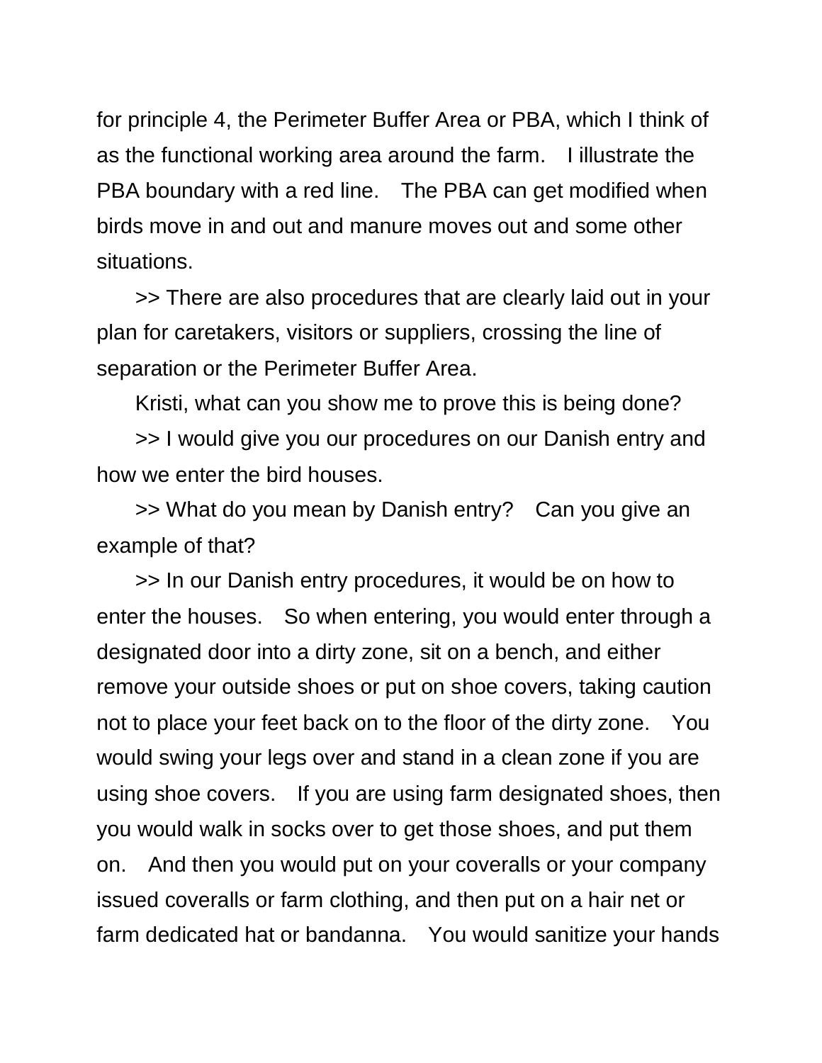for principle 4, the Perimeter Buffer Area or PBA, which I think of as the functional working area around the farm. I illustrate the PBA boundary with a red line. The PBA can get modified when birds move in and out and manure moves out and some other situations.

>> There are also procedures that are clearly laid out in your plan for caretakers, visitors or suppliers, crossing the line of separation or the Perimeter Buffer Area.

Kristi, what can you show me to prove this is being done?

>> I would give you our procedures on our Danish entry and how we enter the bird houses.

>> What do you mean by Danish entry? Can you give an example of that?

>> In our Danish entry procedures, it would be on how to enter the houses. So when entering, you would enter through a designated door into a dirty zone, sit on a bench, and either remove your outside shoes or put on shoe covers, taking caution not to place your feet back on to the floor of the dirty zone. You would swing your legs over and stand in a clean zone if you are using shoe covers. If you are using farm designated shoes, then you would walk in socks over to get those shoes, and put them on. And then you would put on your coveralls or your company issued coveralls or farm clothing, and then put on a hair net or farm dedicated hat or bandanna. You would sanitize your hands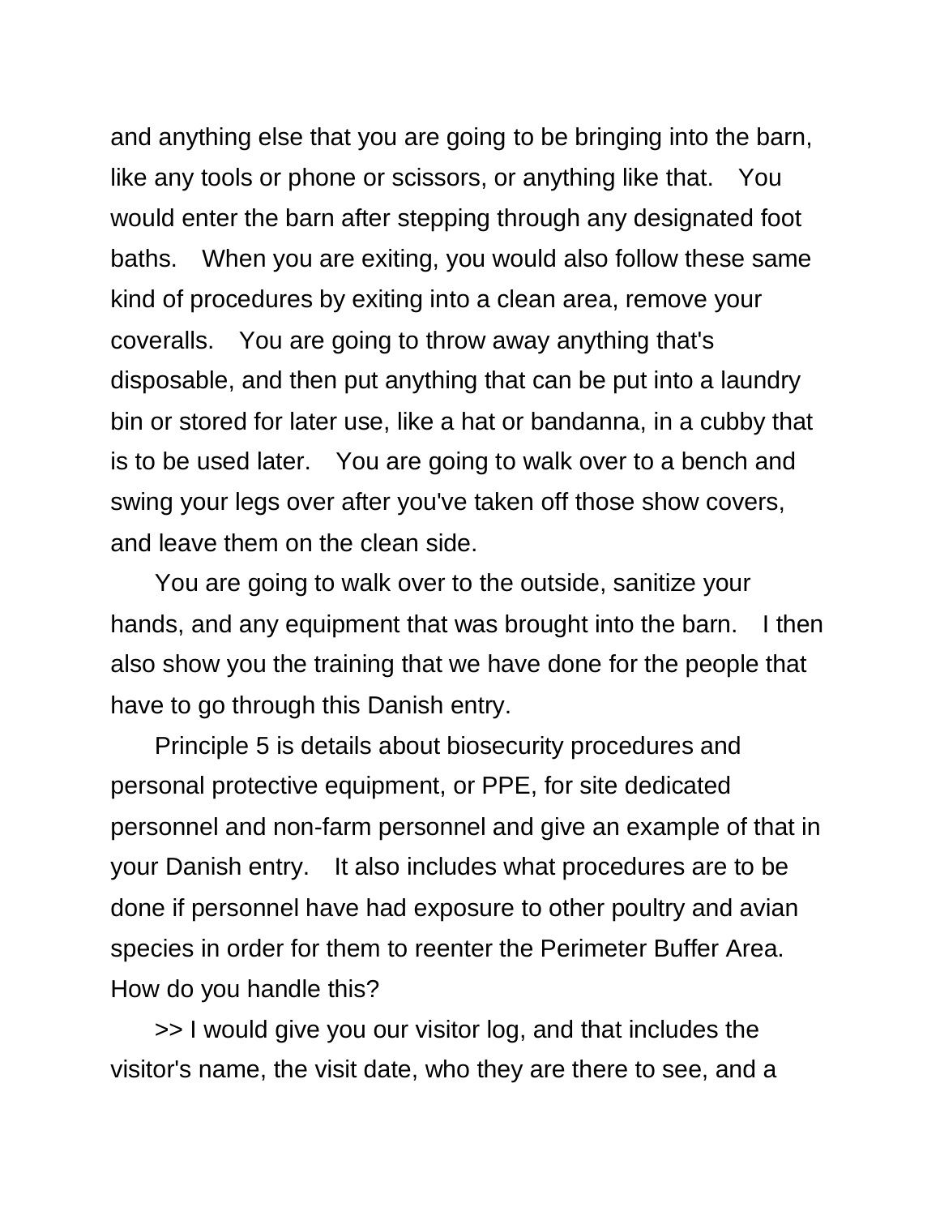and anything else that you are going to be bringing into the barn, like any tools or phone or scissors, or anything like that. You would enter the barn after stepping through any designated foot baths. When you are exiting, you would also follow these same kind of procedures by exiting into a clean area, remove your coveralls. You are going to throw away anything that's disposable, and then put anything that can be put into a laundry bin or stored for later use, like a hat or bandanna, in a cubby that is to be used later. You are going to walk over to a bench and swing your legs over after you've taken off those show covers, and leave them on the clean side.

You are going to walk over to the outside, sanitize your hands, and any equipment that was brought into the barn. I then also show you the training that we have done for the people that have to go through this Danish entry.

Principle 5 is details about biosecurity procedures and personal protective equipment, or PPE, for site dedicated personnel and non-farm personnel and give an example of that in your Danish entry. It also includes what procedures are to be done if personnel have had exposure to other poultry and avian species in order for them to reenter the Perimeter Buffer Area. How do you handle this?

>> I would give you our visitor log, and that includes the visitor's name, the visit date, who they are there to see, and a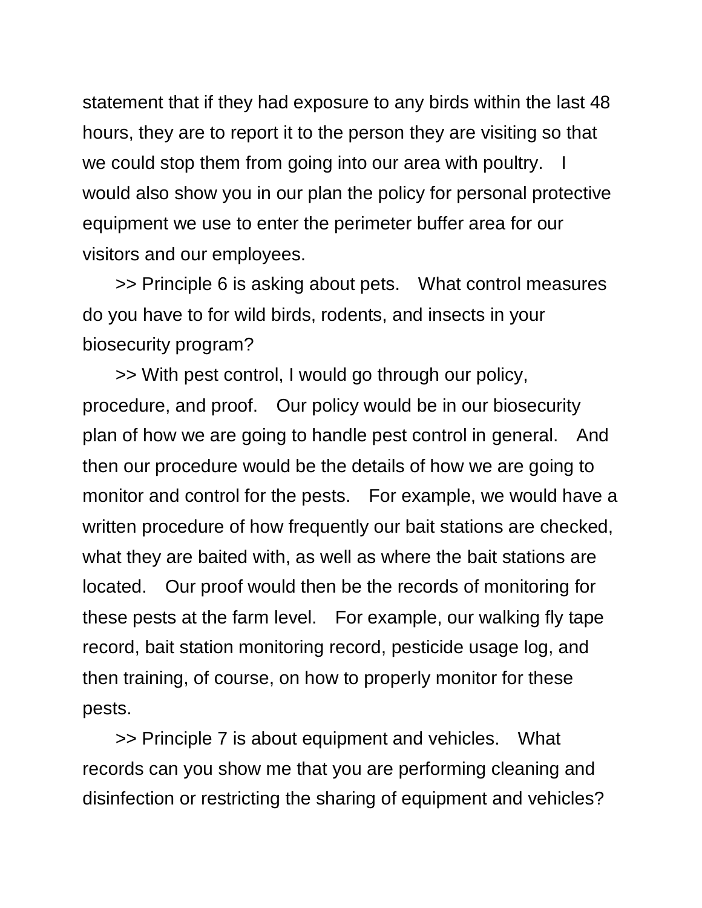statement that if they had exposure to any birds within the last 48 hours, they are to report it to the person they are visiting so that we could stop them from going into our area with poultry. I would also show you in our plan the policy for personal protective equipment we use to enter the perimeter buffer area for our visitors and our employees.

>> Principle 6 is asking about pets. What control measures do you have to for wild birds, rodents, and insects in your biosecurity program?

>> With pest control, I would go through our policy, procedure, and proof. Our policy would be in our biosecurity plan of how we are going to handle pest control in general. And then our procedure would be the details of how we are going to monitor and control for the pests. For example, we would have a written procedure of how frequently our bait stations are checked, what they are baited with, as well as where the bait stations are located. Our proof would then be the records of monitoring for these pests at the farm level. For example, our walking fly tape record, bait station monitoring record, pesticide usage log, and then training, of course, on how to properly monitor for these pests.

>> Principle 7 is about equipment and vehicles. What records can you show me that you are performing cleaning and disinfection or restricting the sharing of equipment and vehicles?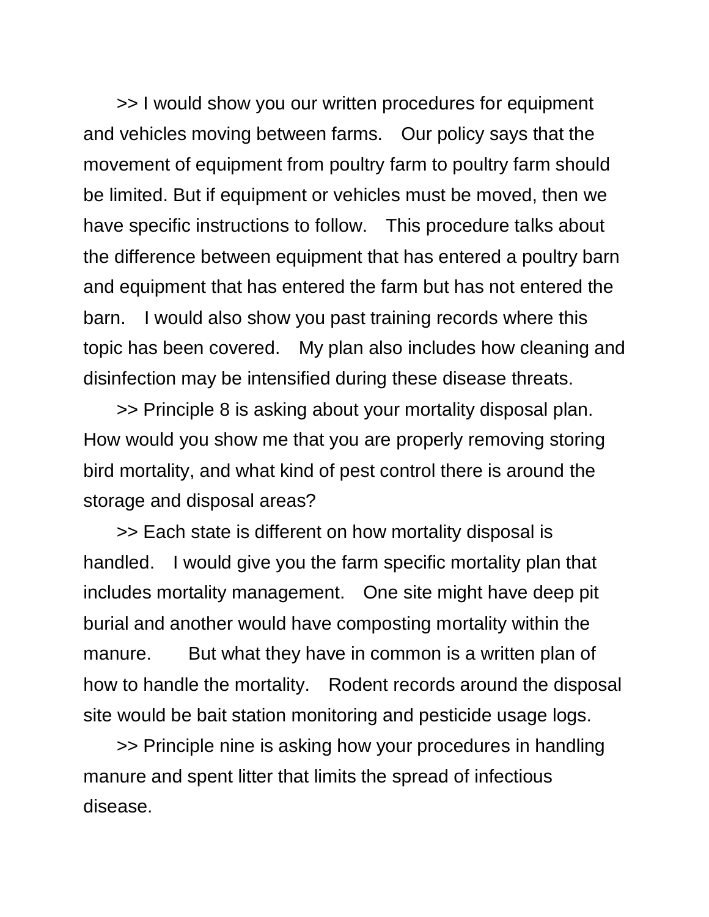>> I would show you our written procedures for equipment and vehicles moving between farms. Our policy says that the movement of equipment from poultry farm to poultry farm should be limited. But if equipment or vehicles must be moved, then we have specific instructions to follow. This procedure talks about the difference between equipment that has entered a poultry barn and equipment that has entered the farm but has not entered the barn. I would also show you past training records where this topic has been covered. My plan also includes how cleaning and disinfection may be intensified during these disease threats.

>> Principle 8 is asking about your mortality disposal plan. How would you show me that you are properly removing storing bird mortality, and what kind of pest control there is around the storage and disposal areas?

>> Each state is different on how mortality disposal is handled. I would give you the farm specific mortality plan that includes mortality management. One site might have deep pit burial and another would have composting mortality within the manure. But what they have in common is a written plan of how to handle the mortality. Rodent records around the disposal site would be bait station monitoring and pesticide usage logs.

>> Principle nine is asking how your procedures in handling manure and spent litter that limits the spread of infectious disease.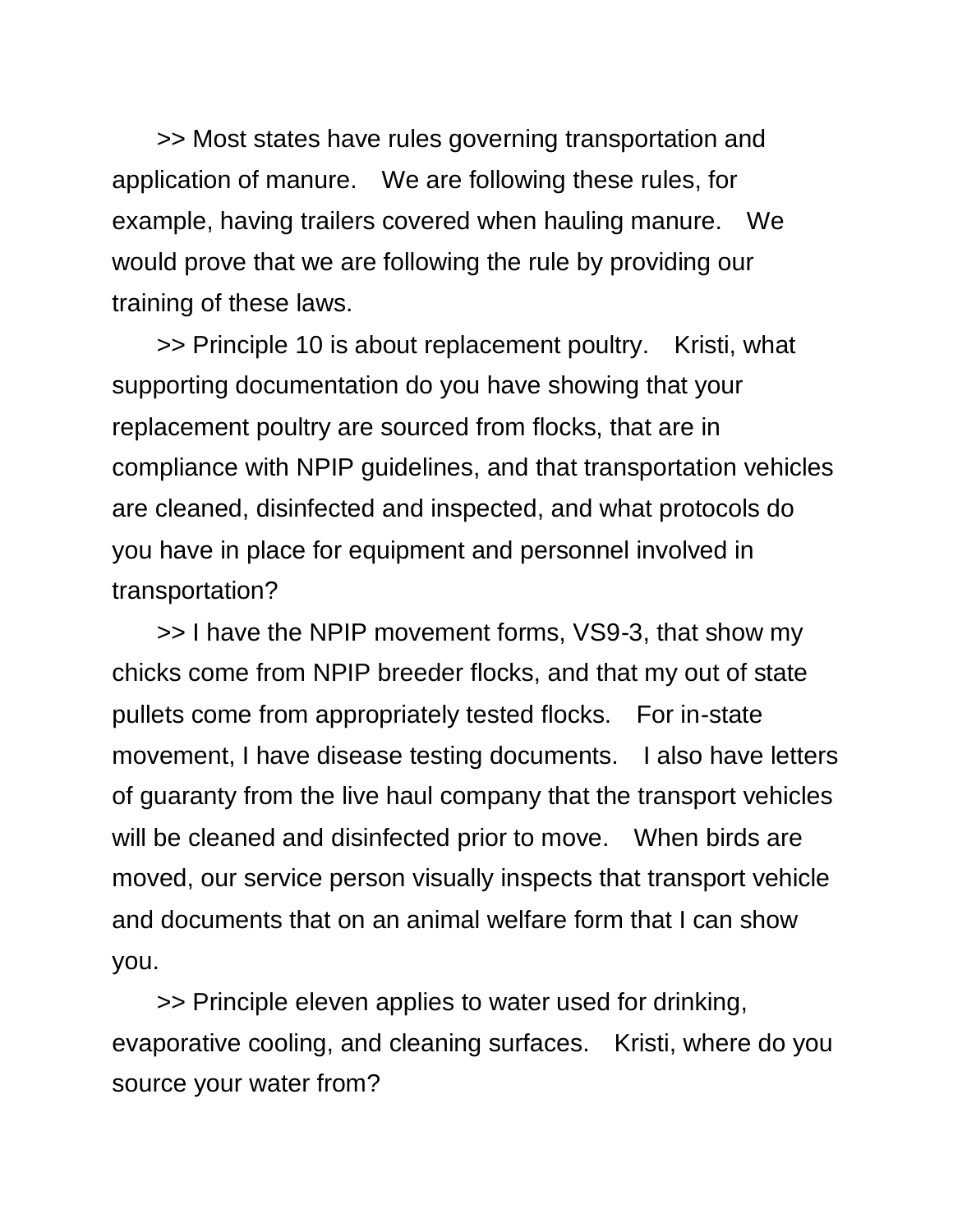>> Most states have rules governing transportation and application of manure. We are following these rules, for example, having trailers covered when hauling manure. We would prove that we are following the rule by providing our training of these laws.

>> Principle 10 is about replacement poultry. Kristi, what supporting documentation do you have showing that your replacement poultry are sourced from flocks, that are in compliance with NPIP guidelines, and that transportation vehicles are cleaned, disinfected and inspected, and what protocols do you have in place for equipment and personnel involved in transportation?

>> I have the NPIP movement forms, VS9-3, that show my chicks come from NPIP breeder flocks, and that my out of state pullets come from appropriately tested flocks. For in-state movement, I have disease testing documents. I also have letters of guaranty from the live haul company that the transport vehicles will be cleaned and disinfected prior to move. When birds are moved, our service person visually inspects that transport vehicle and documents that on an animal welfare form that I can show you.

>> Principle eleven applies to water used for drinking, evaporative cooling, and cleaning surfaces. Kristi, where do you source your water from?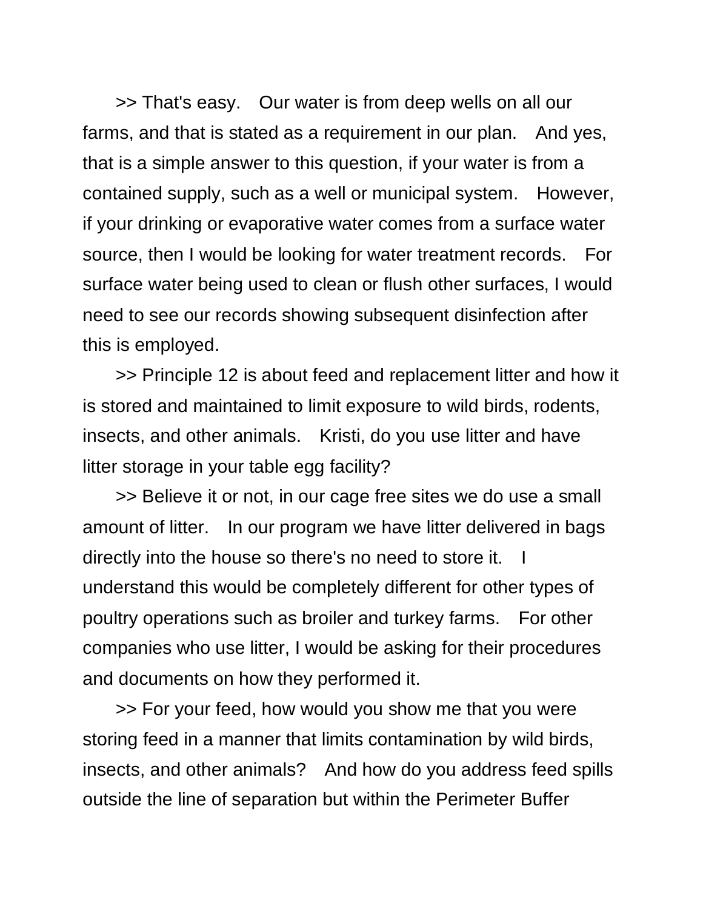>> That's easy. Our water is from deep wells on all our farms, and that is stated as a requirement in our plan. And yes, that is a simple answer to this question, if your water is from a contained supply, such as a well or municipal system. However, if your drinking or evaporative water comes from a surface water source, then I would be looking for water treatment records. For surface water being used to clean or flush other surfaces, I would need to see our records showing subsequent disinfection after this is employed.

>> Principle 12 is about feed and replacement litter and how it is stored and maintained to limit exposure to wild birds, rodents, insects, and other animals. Kristi, do you use litter and have litter storage in your table egg facility?

>> Believe it or not, in our cage free sites we do use a small amount of litter. In our program we have litter delivered in bags directly into the house so there's no need to store it. I understand this would be completely different for other types of poultry operations such as broiler and turkey farms. For other companies who use litter, I would be asking for their procedures and documents on how they performed it.

>> For your feed, how would you show me that you were storing feed in a manner that limits contamination by wild birds, insects, and other animals? And how do you address feed spills outside the line of separation but within the Perimeter Buffer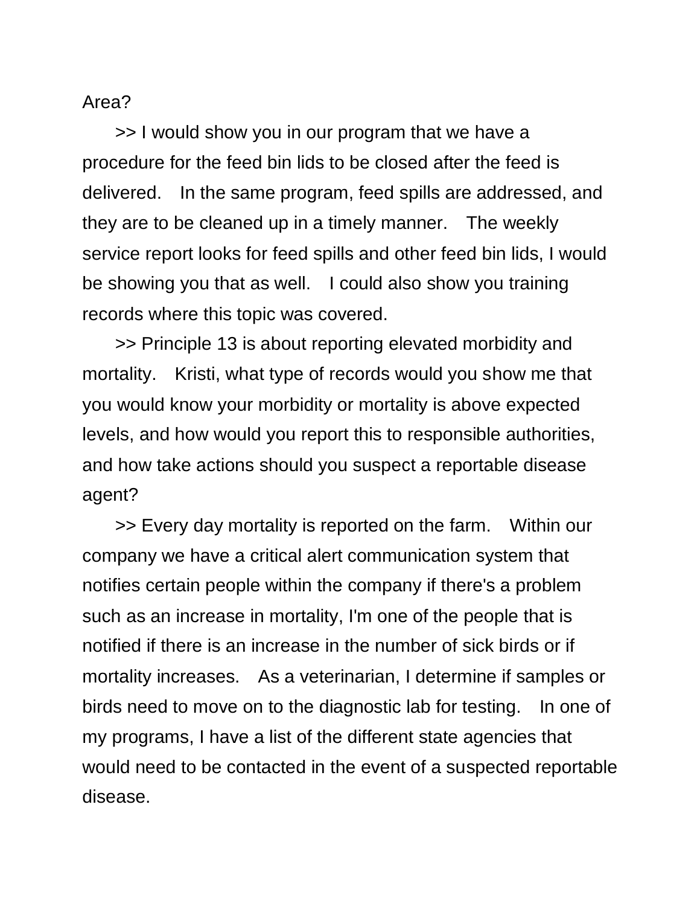Area?

>> I would show you in our program that we have a procedure for the feed bin lids to be closed after the feed is delivered. In the same program, feed spills are addressed, and they are to be cleaned up in a timely manner. The weekly service report looks for feed spills and other feed bin lids, I would be showing you that as well. I could also show you training records where this topic was covered.

>> Principle 13 is about reporting elevated morbidity and mortality. Kristi, what type of records would you show me that you would know your morbidity or mortality is above expected levels, and how would you report this to responsible authorities, and how take actions should you suspect a reportable disease agent?

>> Every day mortality is reported on the farm. Within our company we have a critical alert communication system that notifies certain people within the company if there's a problem such as an increase in mortality, I'm one of the people that is notified if there is an increase in the number of sick birds or if mortality increases. As a veterinarian, I determine if samples or birds need to move on to the diagnostic lab for testing. In one of my programs, I have a list of the different state agencies that would need to be contacted in the event of a suspected reportable disease.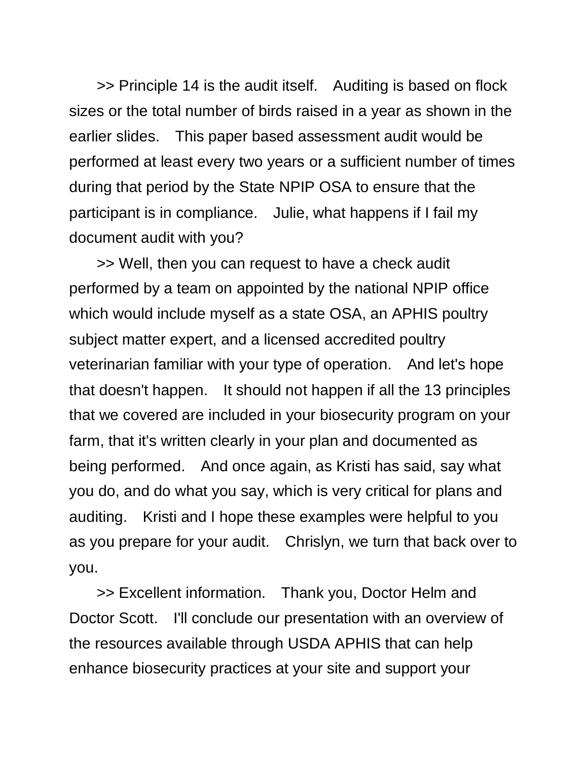>> Principle 14 is the audit itself.  Auditing is based on flock sizes or the total number of birds raised in a year as shown in the earlier slides.  This paper based assessment audit would be performed at least every two years or a sufficient number of times during that period by the State NPIP OSA to ensure that the participant is in compliance.  Julie, what happens if I fail my document audit with you?

>> Well, then you can request to have a check audit performed by a team on appointed by the national NPIP office which would include myself as a state OSA, an APHIS poultry subject matter expert, and a licensed accredited poultry veterinarian familiar with your type of operation.  And let's hope that doesn't happen.  It should not happen if all the 13 principles that we covered are included in your biosecurity program on your farm, that it's written clearly in your plan and documented as being performed.  And once again, as Kristi has said, say what you do, and do what you say, which is very critical for plans and auditing.  Kristi and I hope these examples were helpful to you as you prepare for your audit.  Chrislyn, we turn that back over to you.

>> Excellent information.  Thank you, Doctor Helm and Doctor Scott.  I'll conclude our presentation with an overview of the resources available through USDA APHIS that can help enhance biosecurity practices at your site and support your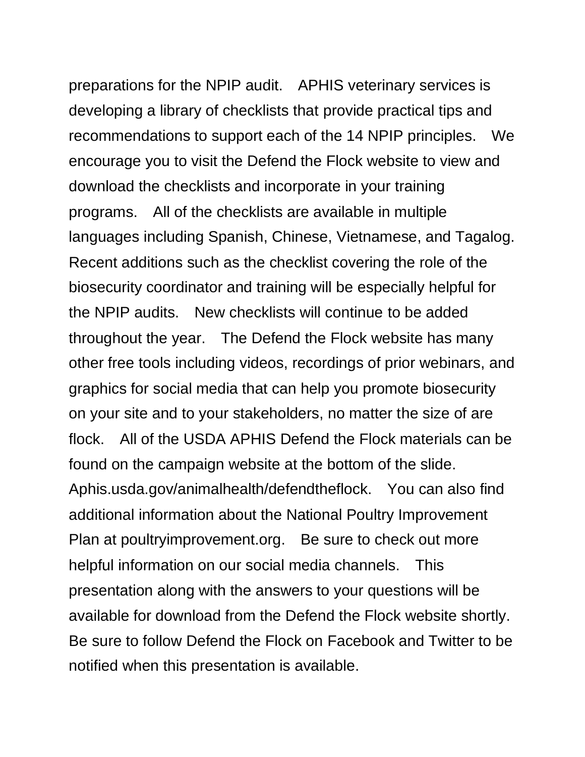preparations for the NPIP audit. APHIS veterinary services is developing a library of checklists that provide practical tips and recommendations to support each of the 14 NPIP principles. We encourage you to visit the Defend the Flock website to view and download the checklists and incorporate in your training programs. All of the checklists are available in multiple languages including Spanish, Chinese, Vietnamese, and Tagalog. Recent additions such as the checklist covering the role of the biosecurity coordinator and training will be especially helpful for the NPIP audits. New checklists will continue to be added throughout the year. The Defend the Flock website has many other free tools including videos, recordings of prior webinars, and graphics for social media that can help you promote biosecurity on your site and to your stakeholders, no matter the size of are flock. All of the USDA APHIS Defend the Flock materials can be found on the campaign website at the bottom of the slide. Aphis.usda.gov/animalhealth/defendtheflock. You can also find additional information about the National Poultry Improvement Plan at poultryimprovement.org. Be sure to check out more helpful information on our social media channels. This presentation along with the answers to your questions will be available for download from the Defend the Flock website shortly. Be sure to follow Defend the Flock on Facebook and Twitter to be notified when this presentation is available.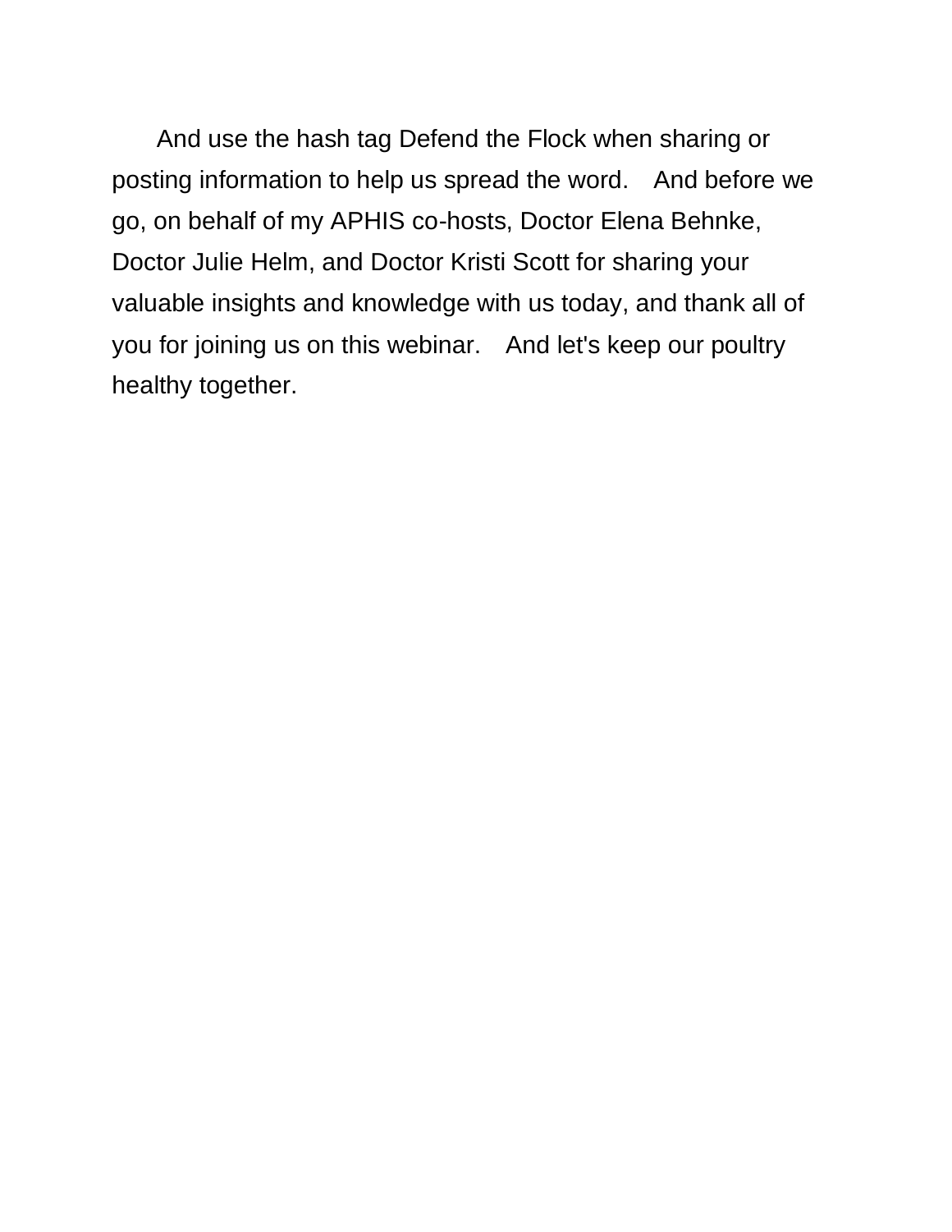And use the hash tag Defend the Flock when sharing or posting information to help us spread the word. And before we go, on behalf of my APHIS co-hosts, Doctor Elena Behnke, Doctor Julie Helm, and Doctor Kristi Scott for sharing your valuable insights and knowledge with us today, and thank all of you for joining us on this webinar. And let's keep our poultry healthy together.